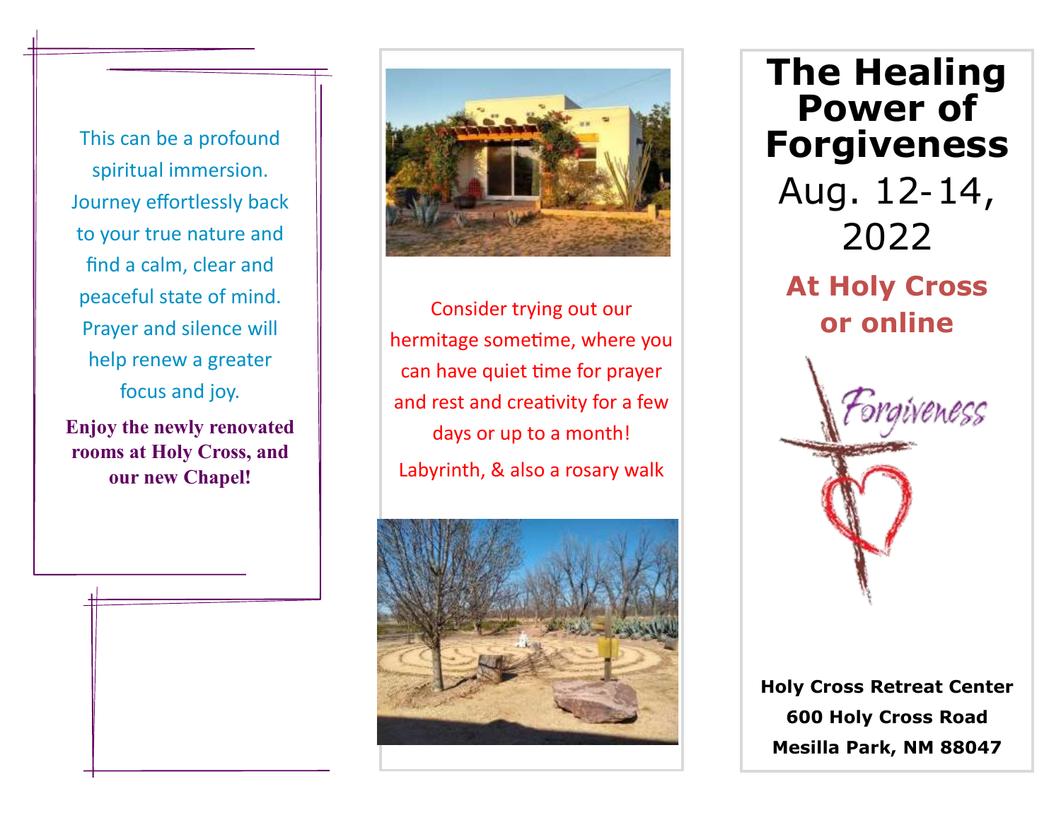This can be a profound spiritual immersion. Journey effortlessly back to your true nature and find a calm, clear and peaceful state of mind. Prayer and silence will help renew a greater focus and joy.

**Enjoy the newly renovated rooms at Holy Cross, and our new Chapel!**

Consider trying out our hermitage sometime, where you can have quiet time for prayer and rest and creativity for a few days or up to a month!

Labyrinth, & also a rosary walk

# The Healing Power of Forgiveness

Aug. 12-14, 2022

## At Holy Cross or online

Forgiveness

**Holy Cross Retreat Center**
**600 Holy Cross Road**
**Mesilla Park, NM 88047**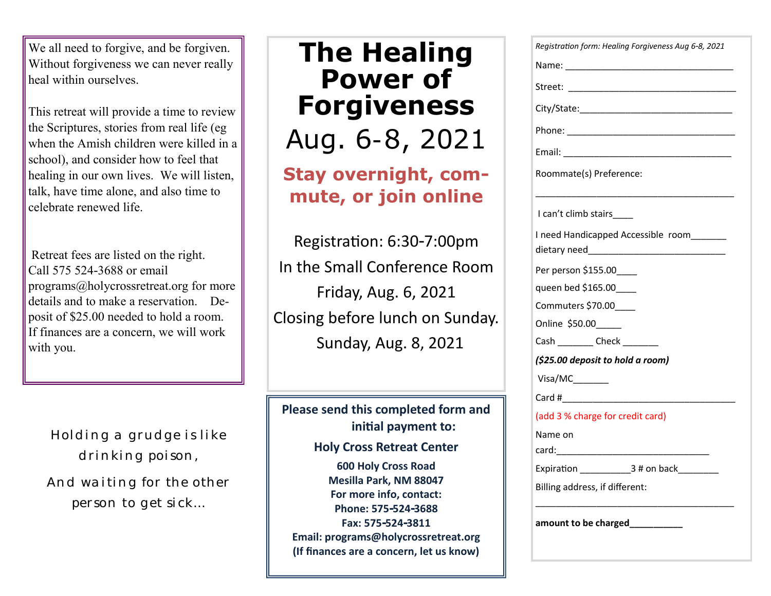We all need to forgive, and be forgiven. Without forgiveness we can never really heal within ourselves.

This retreat will provide a time to review the Scriptures, stories from real life (eg when the Amish children were killed in a school), and consider how to feel that healing in our own lives. We will listen, talk, have time alone, and also time to celebrate renewed life.

Retreat fees are listed on the right. Call 575 524-3688 or email programs@holycrossretreat.org for more details and to make a reservation. Deposit of $25.00 needed to hold a room. If finances are a concern, we will work with you.

Holding a grudge is like drinking poison,

And waiting for the other person to get sick...

# The Healing Power of Forgiveness

## Aug. 6-8, 2021

**Stay overnight, commute, or join online**

Registration: 6:30-7:00pm

In the Small Conference Room

Friday, Aug. 6, 2021

Closing before lunch on Sunday.

Sunday, Aug. 8, 2021

**Please send this completed form and initial payment to:**

**Holy Cross Retreat Center**

**600 Holy Cross Road**
**Mesilla Park, NM 88047**
**For more info, contact:**
**Phone: 575-524-3688**
**Fax: 575-524-3811**
**Email: programs@holycrossretreat.org**
**(If finances are a concern, let us know)**

*Registration form: Healing Forgiveness Aug 6-8, 2021*

Name: ________________________________

Street: ________________________________

City/State:______________________________

Phone: ________________________________

Email: ________________________________

Roommate(s) Preference:

______________________________________

I can't climb stairs____

I need Handicapped Accessible room_______
dietary need__________________________

Per person $155.00____

queen bed $165.00____

Commuters $70.00____

Online $50.00_____

Cash _______ Check _______

***($25.00 deposit to hold a room)***

Visa/MC_______

Card #________________________________

(add 3 % charge for credit card)

Name on card:_____________________________

Expiration __________3 # on back________

Billing address, if different:

______________________________________

**amount to be charged__________**